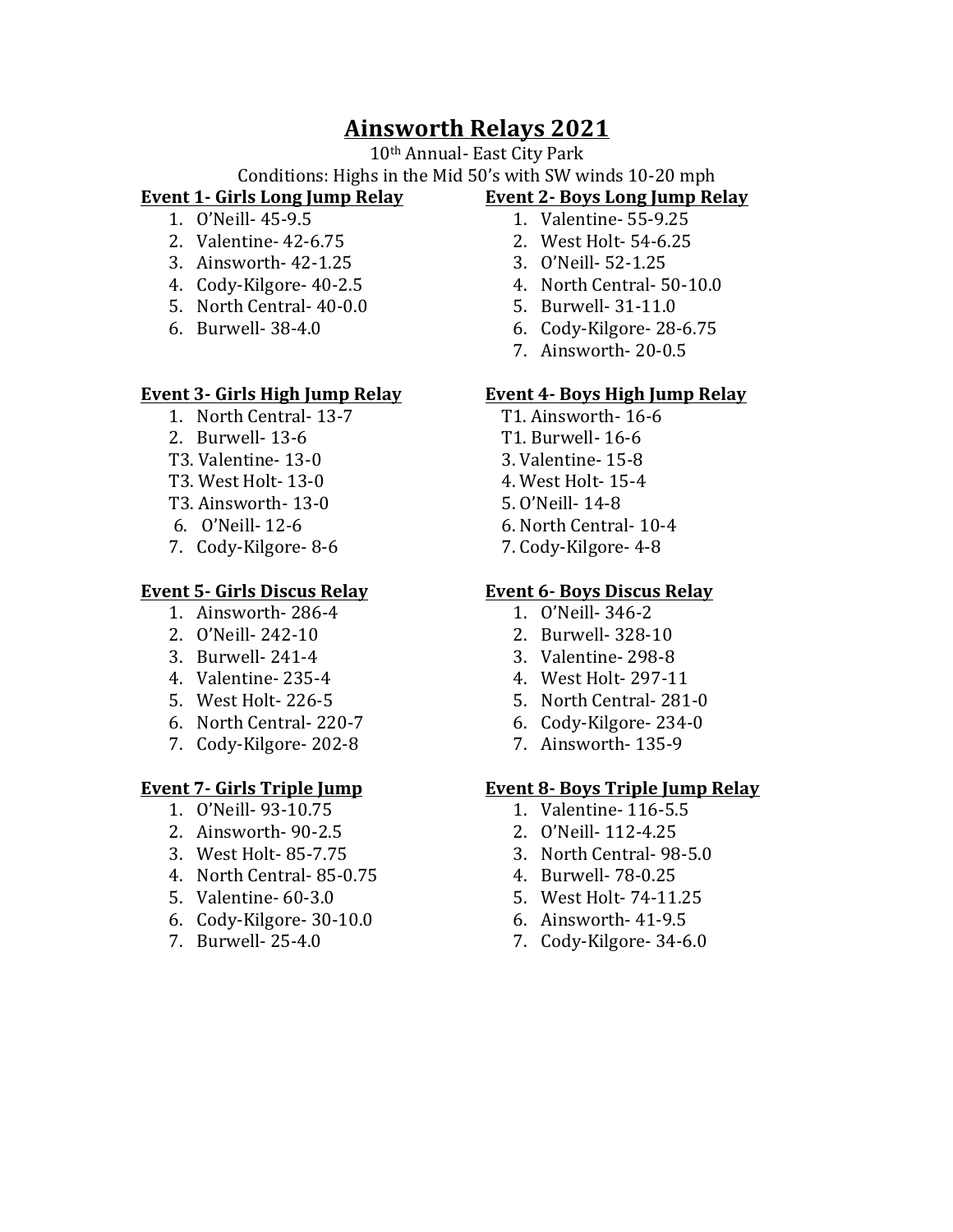# Ainsworth Relays 2021

10th Annual- East City Park

Conditions: Highs in the Mid 50's with SW winds 10-20 mph

**Event 1- Girls Long Jump Relay**

1. O'Neill- 45-9.5
2. Valentine- 42-6.75
3. Ainsworth- 42-1.25
4. Cody-Kilgore- 40-2.5
5. North Central- 40-0.0
6. Burwell- 38-4.0

**Event 2- Boys Long Jump Relay**

1. Valentine- 55-9.25
2. West Holt- 54-6.25
3. O'Neill- 52-1.25
4. North Central- 50-10.0
5. Burwell- 31-11.0
6. Cody-Kilgore- 28-6.75
7. Ainsworth- 20-0.5

**Event 3- Girls High Jump Relay**

1. North Central- 13-7
2. Burwell- 13-6

T3. Valentine- 13-0
T3. West Holt- 13-0
T3. Ainsworth- 13-0
6. O'Neill- 12-6
7. Cody-Kilgore- 8-6

**Event 4- Boys High Jump Relay**

T1. Ainsworth- 16-6
T1. Burwell- 16-6
3. Valentine- 15-8
4. West Holt- 15-4
5. O'Neill- 14-8
6. North Central- 10-4
7. Cody-Kilgore- 4-8

**Event 5- Girls Discus Relay**

1. Ainsworth- 286-4
2. O'Neill- 242-10
3. Burwell- 241-4
4. Valentine- 235-4
5. West Holt- 226-5
6. North Central- 220-7
7. Cody-Kilgore- 202-8

**Event 6- Boys Discus Relay**

1. O'Neill- 346-2
2. Burwell- 328-10
3. Valentine- 298-8
4. West Holt- 297-11
5. North Central- 281-0
6. Cody-Kilgore- 234-0
7. Ainsworth- 135-9

**Event 7- Girls Triple Jump**

1. O'Neill- 93-10.75
2. Ainsworth- 90-2.5
3. West Holt- 85-7.75
4. North Central- 85-0.75
5. Valentine- 60-3.0
6. Cody-Kilgore- 30-10.0
7. Burwell- 25-4.0

**Event 8- Boys Triple Jump Relay**

1. Valentine- 116-5.5
2. O'Neill- 112-4.25
3. North Central- 98-5.0
4. Burwell- 78-0.25
5. West Holt- 74-11.25
6. Ainsworth- 41-9.5
7. Cody-Kilgore- 34-6.0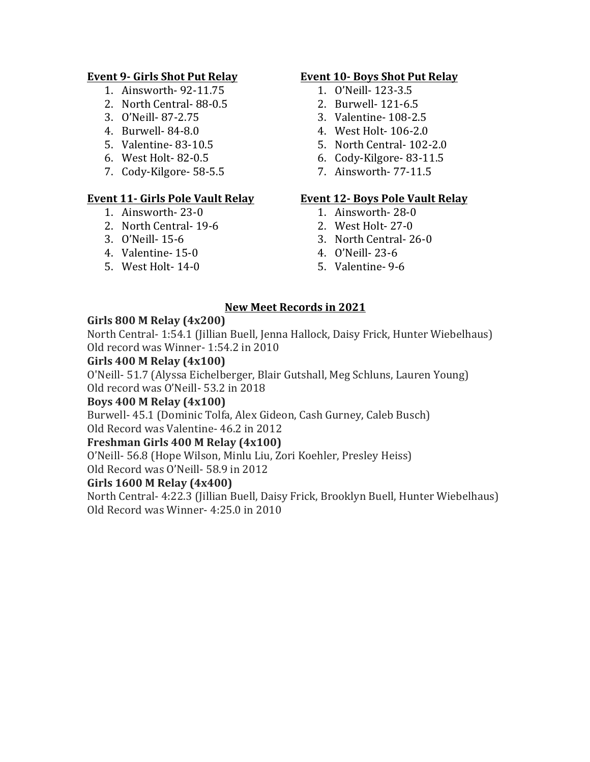**Event 9- Girls Shot Put Relay**

1. Ainsworth- 92-11.75
2. North Central- 88-0.5
3. O'Neill- 87-2.75
4. Burwell- 84-8.0
5. Valentine- 83-10.5
6. West Holt- 82-0.5
7. Cody-Kilgore- 58-5.5

**Event 10- Boys Shot Put Relay**

1. O'Neill- 123-3.5
2. Burwell- 121-6.5
3. Valentine- 108-2.5
4. West Holt- 106-2.0
5. North Central- 102-2.0
6. Cody-Kilgore- 83-11.5
7. Ainsworth- 77-11.5

**Event 11- Girls Pole Vault Relay**

1. Ainsworth- 23-0
2. North Central- 19-6
3. O'Neill- 15-6
4. Valentine- 15-0
5. West Holt- 14-0

**Event 12- Boys Pole Vault Relay**

1. Ainsworth- 28-0
2. West Holt- 27-0
3. North Central- 26-0
4. O'Neill- 23-6
5. Valentine- 9-6

**New Meet Records in 2021**

**Girls 800 M Relay (4x200)**
North Central- 1:54.1 (Jillian Buell, Jenna Hallock, Daisy Frick, Hunter Wiebelhaus)
Old record was Winner- 1:54.2 in 2010

**Girls 400 M Relay (4x100)**
O'Neill- 51.7 (Alyssa Eichelberger, Blair Gutshall, Meg Schluns, Lauren Young)
Old record was O'Neill- 53.2 in 2018

**Boys 400 M Relay (4x100)**
Burwell- 45.1 (Dominic Tolfa, Alex Gideon, Cash Gurney, Caleb Busch)
Old Record was Valentine- 46.2 in 2012

**Freshman Girls 400 M Relay (4x100)**
O'Neill- 56.8 (Hope Wilson, Minlu Liu, Zori Koehler, Presley Heiss)
Old Record was O'Neill- 58.9 in 2012

**Girls 1600 M Relay (4x400)**
North Central- 4:22.3 (Jillian Buell, Daisy Frick, Brooklyn Buell, Hunter Wiebelhaus)
Old Record was Winner- 4:25.0 in 2010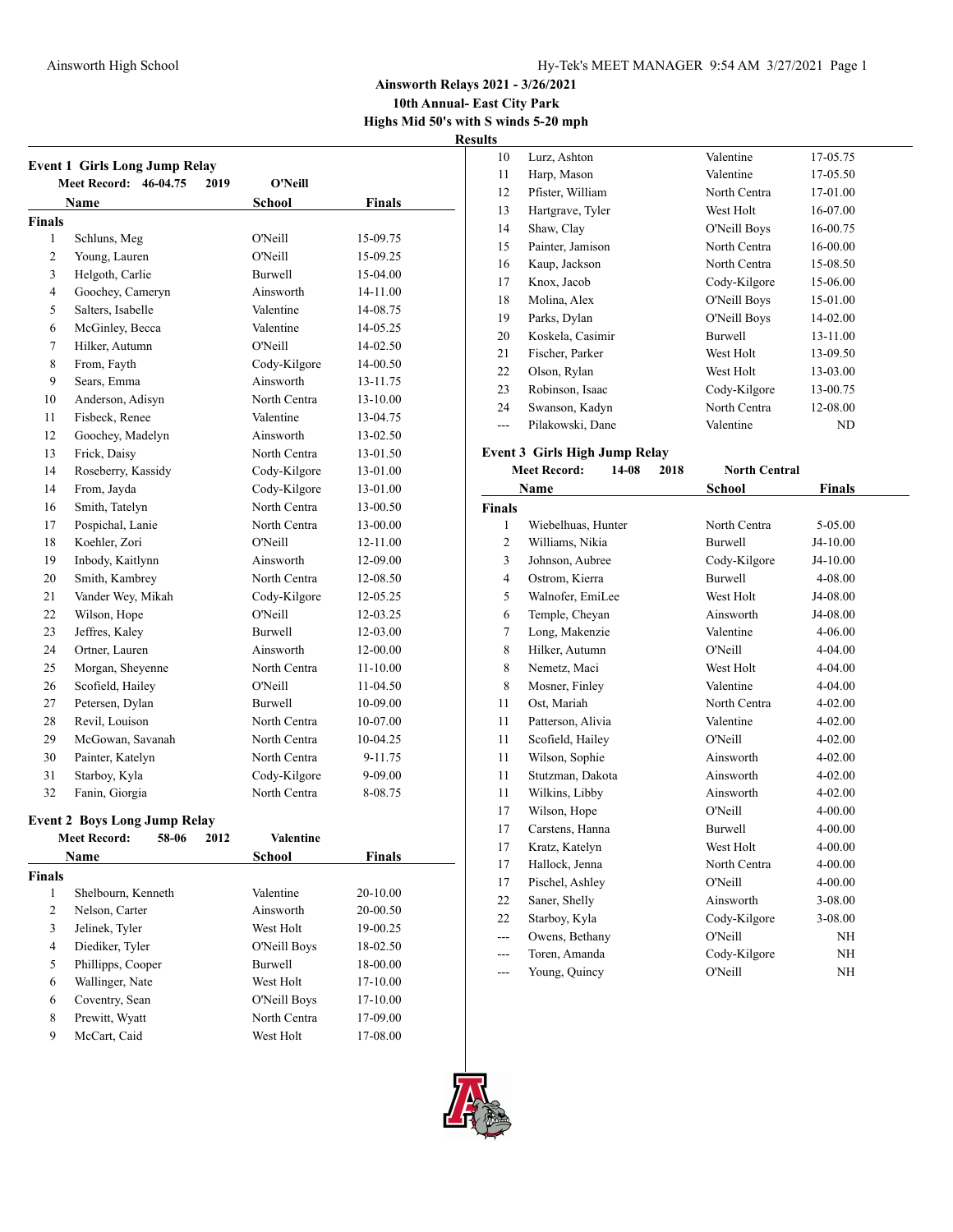# Ainsworth Relays 2021 - 3/26/2021

**10th Annual- East City Park**

**Highs Mid 50's with S winds 5-20 mph**

**Results**

## Event 1 Girls Long Jump Relay

**Meet Record: 46-04.75 2019 O'Neill**

| | Name | School | Finals |
|---|---|---|---|
| **Finals** | | | |
| 1 | Schluns, Meg | O'Neill | 15-09.75 |
| 2 | Young, Lauren | O'Neill | 15-09.25 |
| 3 | Helgoth, Carlie | Burwell | 15-04.00 |
| 4 | Goochey, Cameryn | Ainsworth | 14-11.00 |
| 5 | Salters, Isabelle | Valentine | 14-08.75 |
| 6 | McGinley, Becca | Valentine | 14-05.25 |
| 7 | Hilker, Autumn | O'Neill | 14-02.50 |
| 8 | From, Fayth | Cody-Kilgore | 14-00.50 |
| 9 | Sears, Emma | Ainsworth | 13-11.75 |
| 10 | Anderson, Adisyn | North Centra | 13-10.00 |
| 11 | Fisbeck, Renee | Valentine | 13-04.75 |
| 12 | Goochey, Madelyn | Ainsworth | 13-02.50 |
| 13 | Frick, Daisy | North Centra | 13-01.50 |
| 14 | Roseberry, Kassidy | Cody-Kilgore | 13-01.00 |
| 14 | From, Jayda | Cody-Kilgore | 13-01.00 |
| 16 | Smith, Tatelyn | North Centra | 13-00.50 |
| 17 | Pospichal, Lanie | North Centra | 13-00.00 |
| 18 | Koehler, Zori | O'Neill | 12-11.00 |
| 19 | Inbody, Kaitlynn | Ainsworth | 12-09.00 |
| 20 | Smith, Kambrey | North Centra | 12-08.50 |
| 21 | Vander Wey, Mikah | Cody-Kilgore | 12-05.25 |
| 22 | Wilson, Hope | O'Neill | 12-03.25 |
| 23 | Jeffres, Kaley | Burwell | 12-03.00 |
| 24 | Ortner, Lauren | Ainsworth | 12-00.00 |
| 25 | Morgan, Sheyenne | North Centra | 11-10.00 |
| 26 | Scofield, Hailey | O'Neill | 11-04.50 |
| 27 | Petersen, Dylan | Burwell | 10-09.00 |
| 28 | Revil, Louison | North Centra | 10-07.00 |
| 29 | McGowan, Savanah | North Centra | 10-04.25 |
| 30 | Painter, Katelyn | North Centra | 9-11.75 |
| 31 | Starboy, Kyla | Cody-Kilgore | 9-09.00 |
| 32 | Fanin, Giorgia | North Centra | 8-08.75 |

## Event 2 Boys Long Jump Relay

**Meet Record: 58-06 2012 Valentine**

| | Name | School | Finals |
|---|---|---|---|
| **Finals** | | | |
| 1 | Shelbourn, Kenneth | Valentine | 20-10.00 |
| 2 | Nelson, Carter | Ainsworth | 20-00.50 |
| 3 | Jelinek, Tyler | West Holt | 19-00.25 |
| 4 | Diediker, Tyler | O'Neill Boys | 18-02.50 |
| 5 | Phillipps, Cooper | Burwell | 18-00.00 |
| 6 | Wallinger, Nate | West Holt | 17-10.00 |
| 6 | Coventry, Sean | O'Neill Boys | 17-10.00 |
| 8 | Prewitt, Wyatt | North Centra | 17-09.00 |
| 9 | McCart, Caid | West Holt | 17-08.00 |
| 10 | Lurz, Ashton | Valentine | 17-05.75 |
| 11 | Harp, Mason | Valentine | 17-05.50 |
| 12 | Pfister, William | North Centra | 17-01.00 |
| 13 | Hartgrave, Tyler | West Holt | 16-07.00 |
| 14 | Shaw, Clay | O'Neill Boys | 16-00.75 |
| 15 | Painter, Jamison | North Centra | 16-00.00 |
| 16 | Kaup, Jackson | North Centra | 15-08.50 |
| 17 | Knox, Jacob | Cody-Kilgore | 15-06.00 |
| 18 | Molina, Alex | O'Neill Boys | 15-01.00 |
| 19 | Parks, Dylan | O'Neill Boys | 14-02.00 |
| 20 | Koskela, Casimir | Burwell | 13-11.00 |
| 21 | Fischer, Parker | West Holt | 13-09.50 |
| 22 | Olson, Rylan | West Holt | 13-03.00 |
| 23 | Robinson, Isaac | Cody-Kilgore | 13-00.75 |
| 24 | Swanson, Kadyn | North Centra | 12-08.00 |
| --- | Pilakowski, Dane | Valentine | ND |

## Event 3 Girls High Jump Relay

**Meet Record: 14-08 2018 North Central**

| | Name | School | Finals |
|---|---|---|---|
| **Finals** | | | |
| 1 | Wiebelhuas, Hunter | North Centra | 5-05.00 |
| 2 | Williams, Nikia | Burwell | J4-10.00 |
| 3 | Johnson, Aubree | Cody-Kilgore | J4-10.00 |
| 4 | Ostrom, Kierra | Burwell | 4-08.00 |
| 5 | Walnofer, EmiLee | West Holt | J4-08.00 |
| 6 | Temple, Cheyan | Ainsworth | J4-08.00 |
| 7 | Long, Makenzie | Valentine | 4-06.00 |
| 8 | Hilker, Autumn | O'Neill | 4-04.00 |
| 8 | Nemetz, Maci | West Holt | 4-04.00 |
| 8 | Mosner, Finley | Valentine | 4-04.00 |
| 11 | Ost, Mariah | North Centra | 4-02.00 |
| 11 | Patterson, Alivia | Valentine | 4-02.00 |
| 11 | Scofield, Hailey | O'Neill | 4-02.00 |
| 11 | Wilson, Sophie | Ainsworth | 4-02.00 |
| 11 | Stutzman, Dakota | Ainsworth | 4-02.00 |
| 11 | Wilkins, Libby | Ainsworth | 4-02.00 |
| 17 | Wilson, Hope | O'Neill | 4-00.00 |
| 17 | Carstens, Hanna | Burwell | 4-00.00 |
| 17 | Kratz, Katelyn | West Holt | 4-00.00 |
| 17 | Hallock, Jenna | North Centra | 4-00.00 |
| 17 | Pischel, Ashley | O'Neill | 4-00.00 |
| 22 | Saner, Shelly | Ainsworth | 3-08.00 |
| 22 | Starboy, Kyla | Cody-Kilgore | 3-08.00 |
| --- | Owens, Bethany | O'Neill | NH |
| --- | Toren, Amanda | Cody-Kilgore | NH |
| --- | Young, Quincy | O'Neill | NH |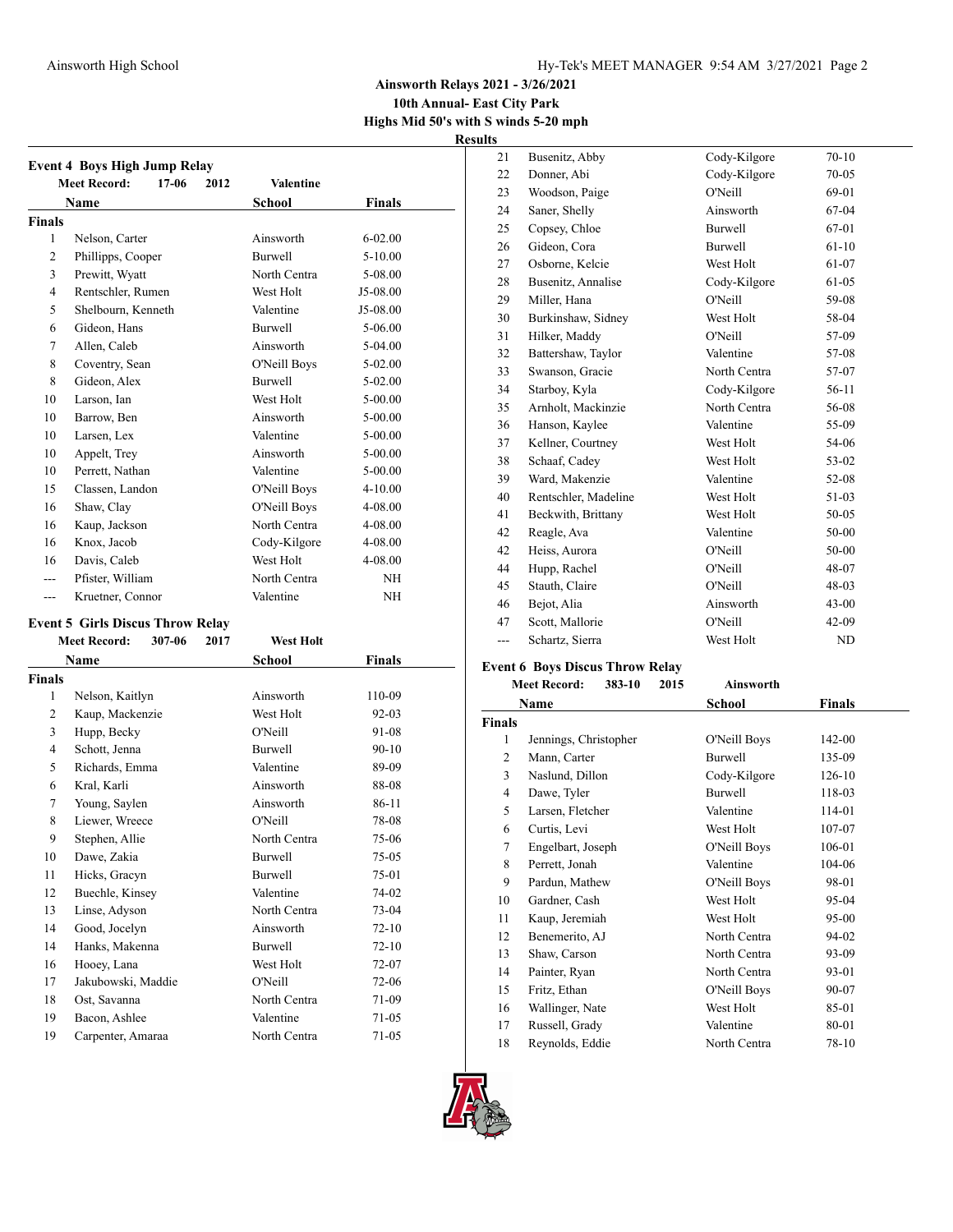## Ainsworth Relays 2021 - 3/26/2021

**10th Annual- East City Park**

**Highs Mid 50's with S winds 5-20 mph**

**Results**

### Event 4 Boys High Jump Relay

**Meet Record: 17-06 2012 Valentine**

| | Name | School | Finals |
|---|---|---|---|
| **Finals** | | | |
| 1 | Nelson, Carter | Ainsworth | 6-02.00 |
| 2 | Phillipps, Cooper | Burwell | 5-10.00 |
| 3 | Prewitt, Wyatt | North Centra | 5-08.00 |
| 4 | Rentschler, Rumen | West Holt | J5-08.00 |
| 5 | Shelbourn, Kenneth | Valentine | J5-08.00 |
| 6 | Gideon, Hans | Burwell | 5-06.00 |
| 7 | Allen, Caleb | Ainsworth | 5-04.00 |
| 8 | Coventry, Sean | O'Neill Boys | 5-02.00 |
| 8 | Gideon, Alex | Burwell | 5-02.00 |
| 10 | Larson, Ian | West Holt | 5-00.00 |
| 10 | Barrow, Ben | Ainsworth | 5-00.00 |
| 10 | Larsen, Lex | Valentine | 5-00.00 |
| 10 | Appelt, Trey | Ainsworth | 5-00.00 |
| 10 | Perrett, Nathan | Valentine | 5-00.00 |
| 15 | Classen, Landon | O'Neill Boys | 4-10.00 |
| 16 | Shaw, Clay | O'Neill Boys | 4-08.00 |
| 16 | Kaup, Jackson | North Centra | 4-08.00 |
| 16 | Knox, Jacob | Cody-Kilgore | 4-08.00 |
| 16 | Davis, Caleb | West Holt | 4-08.00 |
| --- | Pfister, William | North Centra | NH |
| --- | Kruetner, Connor | Valentine | NH |

### Event 5 Girls Discus Throw Relay

**Meet Record: 307-06 2017 West Holt**

| | Name | School | Finals |
|---|---|---|---|
| **Finals** | | | |
| 1 | Nelson, Kaitlyn | Ainsworth | 110-09 |
| 2 | Kaup, Mackenzie | West Holt | 92-03 |
| 3 | Hupp, Becky | O'Neill | 91-08 |
| 4 | Schott, Jenna | Burwell | 90-10 |
| 5 | Richards, Emma | Valentine | 89-09 |
| 6 | Kral, Karli | Ainsworth | 88-08 |
| 7 | Young, Saylen | Ainsworth | 86-11 |
| 8 | Liewer, Wreece | O'Neill | 78-08 |
| 9 | Stephen, Allie | North Centra | 75-06 |
| 10 | Dawe, Zakia | Burwell | 75-05 |
| 11 | Hicks, Gracyn | Burwell | 75-01 |
| 12 | Buechle, Kinsey | Valentine | 74-02 |
| 13 | Linse, Adyson | North Centra | 73-04 |
| 14 | Good, Jocelyn | Ainsworth | 72-10 |
| 14 | Hanks, Makenna | Burwell | 72-10 |
| 16 | Hooey, Lana | West Holt | 72-07 |
| 17 | Jakubowski, Maddie | O'Neill | 72-06 |
| 18 | Ost, Savanna | North Centra | 71-09 |
| 19 | Bacon, Ashlee | Valentine | 71-05 |
| 19 | Carpenter, Amaraa | North Centra | 71-05 |
| 21 | Busenitz, Abby | Cody-Kilgore | 70-10 |
| 22 | Donner, Abi | Cody-Kilgore | 70-05 |
| 23 | Woodson, Paige | O'Neill | 69-01 |
| 24 | Saner, Shelly | Ainsworth | 67-04 |
| 25 | Copsey, Chloe | Burwell | 67-01 |
| 26 | Gideon, Cora | Burwell | 61-10 |
| 27 | Osborne, Kelcie | West Holt | 61-07 |
| 28 | Busenitz, Annalise | Cody-Kilgore | 61-05 |
| 29 | Miller, Hana | O'Neill | 59-08 |
| 30 | Burkinshaw, Sidney | West Holt | 58-04 |
| 31 | Hilker, Maddy | O'Neill | 57-09 |
| 32 | Battershaw, Taylor | Valentine | 57-08 |
| 33 | Swanson, Gracie | North Centra | 57-07 |
| 34 | Starboy, Kyla | Cody-Kilgore | 56-11 |
| 35 | Arnholt, Mackinzie | North Centra | 56-08 |
| 36 | Hanson, Kaylee | Valentine | 55-09 |
| 37 | Kellner, Courtney | West Holt | 54-06 |
| 38 | Schaaf, Cadey | West Holt | 53-02 |
| 39 | Ward, Makenzie | Valentine | 52-08 |
| 40 | Rentschler, Madeline | West Holt | 51-03 |
| 41 | Beckwith, Brittany | West Holt | 50-05 |
| 42 | Reagle, Ava | Valentine | 50-00 |
| 42 | Heiss, Aurora | O'Neill | 50-00 |
| 44 | Hupp, Rachel | O'Neill | 48-07 |
| 45 | Stauth, Claire | O'Neill | 48-03 |
| 46 | Bejot, Alia | Ainsworth | 43-00 |
| 47 | Scott, Mallorie | O'Neill | 42-09 |
| --- | Schartz, Sierra | West Holt | ND |

### Event 6 Boys Discus Throw Relay

**Meet Record: 383-10 2015 Ainsworth**

| | Name | School | Finals |
|---|---|---|---|
| **Finals** | | | |
| 1 | Jennings, Christopher | O'Neill Boys | 142-00 |
| 2 | Mann, Carter | Burwell | 135-09 |
| 3 | Naslund, Dillon | Cody-Kilgore | 126-10 |
| 4 | Dawe, Tyler | Burwell | 118-03 |
| 5 | Larsen, Fletcher | Valentine | 114-01 |
| 6 | Curtis, Levi | West Holt | 107-07 |
| 7 | Engelbart, Joseph | O'Neill Boys | 106-01 |
| 8 | Perrett, Jonah | Valentine | 104-06 |
| 9 | Pardun, Mathew | O'Neill Boys | 98-01 |
| 10 | Gardner, Cash | West Holt | 95-04 |
| 11 | Kaup, Jeremiah | West Holt | 95-00 |
| 12 | Benemerito, AJ | North Centra | 94-02 |
| 13 | Shaw, Carson | North Centra | 93-09 |
| 14 | Painter, Ryan | North Centra | 93-01 |
| 15 | Fritz, Ethan | O'Neill Boys | 90-07 |
| 16 | Wallinger, Nate | West Holt | 85-01 |
| 17 | Russell, Grady | Valentine | 80-01 |
| 18 | Reynolds, Eddie | North Centra | 78-10 |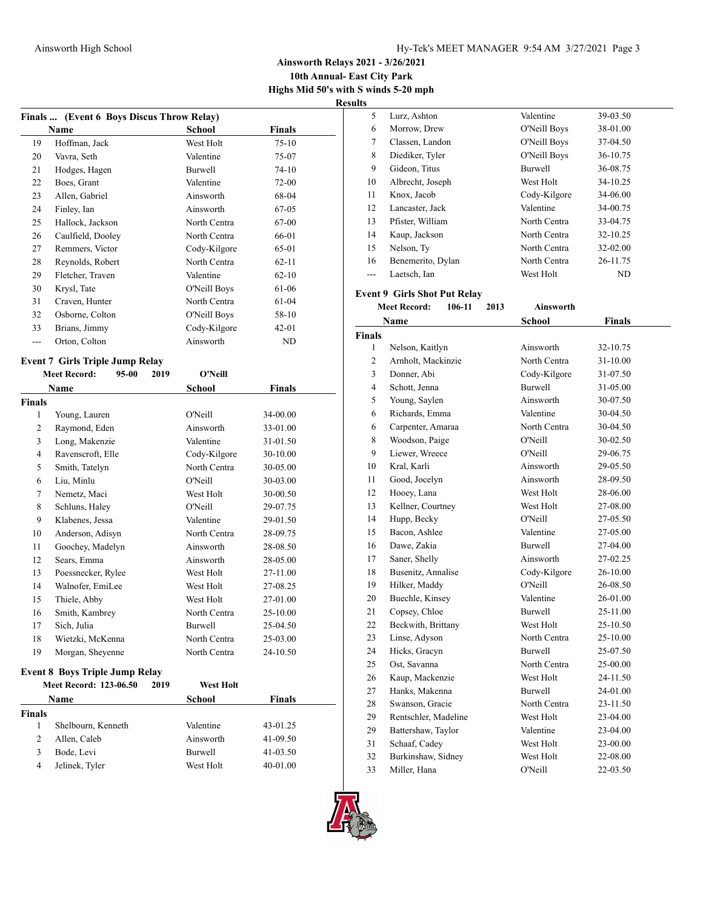# Ainsworth Relays 2021 - 3/26/2021

**10th Annual- East City Park**

**Highs Mid 50's with S winds 5-20 mph**

**Results**

### Finals ... (Event 6 Boys Discus Throw Relay)

| | Name | School | Finals |
|---|---|---|---|
| 19 | Hoffman, Jack | West Holt | 75-10 |
| 20 | Vavra, Seth | Valentine | 75-07 |
| 21 | Hodges, Hagen | Burwell | 74-10 |
| 22 | Boes, Grant | Valentine | 72-00 |
| 23 | Allen, Gabriel | Ainsworth | 68-04 |
| 24 | Finley, Ian | Ainsworth | 67-05 |
| 25 | Hallock, Jackson | North Centra | 67-00 |
| 26 | Caulfield, Dooley | North Centra | 66-01 |
| 27 | Remmers, Victor | Cody-Kilgore | 65-01 |
| 28 | Reynolds, Robert | North Centra | 62-11 |
| 29 | Fletcher, Traven | Valentine | 62-10 |
| 30 | Krysl, Tate | O'Neill Boys | 61-06 |
| 31 | Craven, Hunter | North Centra | 61-04 |
| 32 | Osborne, Colton | O'Neill Boys | 58-10 |
| 33 | Brians, Jimmy | Cody-Kilgore | 42-01 |
| --- | Orton, Colton | Ainsworth | ND |

### Event 7 Girls Triple Jump Relay

**Meet Record: 95-00 2019 O'Neill**

| | Name | School | Finals |
|---|---|---|---|
| **Finals** | | | |
| 1 | Young, Lauren | O'Neill | 34-00.00 |
| 2 | Raymond, Eden | Ainsworth | 33-01.00 |
| 3 | Long, Makenzie | Valentine | 31-01.50 |
| 4 | Ravenscroft, Elle | Cody-Kilgore | 30-10.00 |
| 5 | Smith, Tatelyn | North Centra | 30-05.00 |
| 6 | Liu, Minlu | O'Neill | 30-03.00 |
| 7 | Nemetz, Maci | West Holt | 30-00.50 |
| 8 | Schluns, Haley | O'Neill | 29-07.75 |
| 9 | Klabenes, Jessa | Valentine | 29-01.50 |
| 10 | Anderson, Adisyn | North Centra | 28-09.75 |
| 11 | Goochey, Madelyn | Ainsworth | 28-08.50 |
| 12 | Sears, Emma | Ainsworth | 28-05.00 |
| 13 | Poessnecker, Rylee | West Holt | 27-11.00 |
| 14 | Walnofer, EmiLee | West Holt | 27-08.25 |
| 15 | Thiele, Abby | West Holt | 27-01.00 |
| 16 | Smith, Kambrey | North Centra | 25-10.00 |
| 17 | Sich, Julia | Burwell | 25-04.50 |
| 18 | Wietzki, McKenna | North Centra | 25-03.00 |
| 19 | Morgan, Sheyenne | North Centra | 24-10.50 |

### Event 8 Boys Triple Jump Relay

**Meet Record: 123-06.50 2019 West Holt**

| | Name | School | Finals |
|---|---|---|---|
| **Finals** | | | |
| 1 | Shelbourn, Kenneth | Valentine | 43-01.25 |
| 2 | Allen, Caleb | Ainsworth | 41-09.50 |
| 3 | Bode, Levi | Burwell | 41-03.50 |
| 4 | Jelinek, Tyler | West Holt | 40-01.00 |
| 5 | Lurz, Ashton | Valentine | 39-03.50 |
| 6 | Morrow, Drew | O'Neill Boys | 38-01.00 |
| 7 | Classen, Landon | O'Neill Boys | 37-04.50 |
| 8 | Diediker, Tyler | O'Neill Boys | 36-10.75 |
| 9 | Gideon, Titus | Burwell | 36-08.75 |
| 10 | Albrecht, Joseph | West Holt | 34-10.25 |
| 11 | Knox, Jacob | Cody-Kilgore | 34-06.00 |
| 12 | Lancaster, Jack | Valentine | 34-00.75 |
| 13 | Pfister, William | North Centra | 33-04.75 |
| 14 | Kaup, Jackson | North Centra | 32-10.25 |
| 15 | Nelson, Ty | North Centra | 32-02.00 |
| 16 | Benemerito, Dylan | North Centra | 26-11.75 |
| --- | Laetsch, Ian | West Holt | ND |

### Event 9 Girls Shot Put Relay

**Meet Record: 106-11 2013 Ainsworth**

| | Name | School | Finals |
|---|---|---|---|
| **Finals** | | | |
| 1 | Nelson, Kaitlyn | Ainsworth | 32-10.75 |
| 2 | Arnholt, Mackinzie | North Centra | 31-10.00 |
| 3 | Donner, Abi | Cody-Kilgore | 31-07.50 |
| 4 | Schott, Jenna | Burwell | 31-05.00 |
| 5 | Young, Saylen | Ainsworth | 30-07.50 |
| 6 | Richards, Emma | Valentine | 30-04.50 |
| 6 | Carpenter, Amaraa | North Centra | 30-04.50 |
| 8 | Woodson, Paige | O'Neill | 30-02.50 |
| 9 | Liewer, Wreece | O'Neill | 29-06.75 |
| 10 | Kral, Karli | Ainsworth | 29-05.50 |
| 11 | Good, Jocelyn | Ainsworth | 28-09.50 |
| 12 | Hooey, Lana | West Holt | 28-06.00 |
| 13 | Kellner, Courtney | West Holt | 27-08.00 |
| 14 | Hupp, Becky | O'Neill | 27-05.50 |
| 15 | Bacon, Ashlee | Valentine | 27-05.00 |
| 16 | Dawe, Zakia | Burwell | 27-04.00 |
| 17 | Saner, Shelly | Ainsworth | 27-02.25 |
| 18 | Busenitz, Annalise | Cody-Kilgore | 26-10.00 |
| 19 | Hilker, Maddy | O'Neill | 26-08.50 |
| 20 | Buechle, Kinsey | Valentine | 26-01.00 |
| 21 | Copsey, Chloe | Burwell | 25-11.00 |
| 22 | Beckwith, Brittany | West Holt | 25-10.50 |
| 23 | Linse, Adyson | North Centra | 25-10.00 |
| 24 | Hicks, Gracyn | Burwell | 25-07.50 |
| 25 | Ost, Savanna | North Centra | 25-00.00 |
| 26 | Kaup, Mackenzie | West Holt | 24-11.50 |
| 27 | Hanks, Makenna | Burwell | 24-01.00 |
| 28 | Swanson, Gracie | North Centra | 23-11.50 |
| 29 | Rentschler, Madeline | West Holt | 23-04.00 |
| 29 | Battershaw, Taylor | Valentine | 23-04.00 |
| 31 | Schaaf, Cadey | West Holt | 23-00.00 |
| 32 | Burkinshaw, Sidney | West Holt | 22-08.00 |
| 33 | Miller, Hana | O'Neill | 22-03.50 |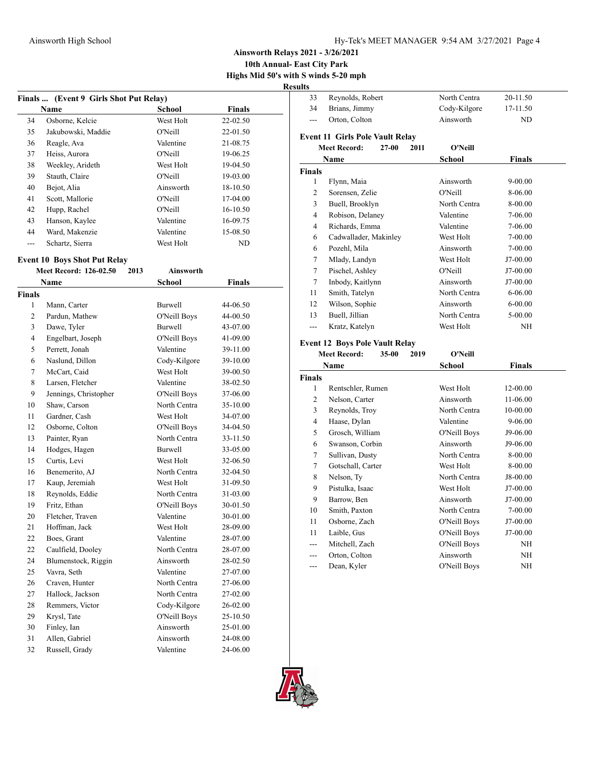## Ainsworth Relays 2021 - 3/26/2021

**10th Annual- East City Park**

**Highs Mid 50's with S winds 5-20 mph**

**Results**

### Finals ... (Event 9 Girls Shot Put Relay)

| | Name | School | Finals |
|---|---|---|---|
| 34 | Osborne, Kelcie | West Holt | 22-02.50 |
| 35 | Jakubowski, Maddie | O'Neill | 22-01.50 |
| 36 | Reagle, Ava | Valentine | 21-08.75 |
| 37 | Heiss, Aurora | O'Neill | 19-06.25 |
| 38 | Weekley, Arideth | West Holt | 19-04.50 |
| 39 | Stauth, Claire | O'Neill | 19-03.00 |
| 40 | Bejot, Alia | Ainsworth | 18-10.50 |
| 41 | Scott, Mallorie | O'Neill | 17-04.00 |
| 42 | Hupp, Rachel | O'Neill | 16-10.50 |
| 43 | Hanson, Kaylee | Valentine | 16-09.75 |
| 44 | Ward, Makenzie | Valentine | 15-08.50 |
| --- | Schartz, Sierra | West Holt | ND |

### Event 10 Boys Shot Put Relay

**Meet Record: 126-02.50 2013 Ainsworth**

| | Name | School | Finals |
|---|---|---|---|
| **Finals** | | | |
| 1 | Mann, Carter | Burwell | 44-06.50 |
| 2 | Pardun, Mathew | O'Neill Boys | 44-00.50 |
| 3 | Dawe, Tyler | Burwell | 43-07.00 |
| 4 | Engelbart, Joseph | O'Neill Boys | 41-09.00 |
| 5 | Perrett, Jonah | Valentine | 39-11.00 |
| 6 | Naslund, Dillon | Cody-Kilgore | 39-10.00 |
| 7 | McCart, Caid | West Holt | 39-00.50 |
| 8 | Larsen, Fletcher | Valentine | 38-02.50 |
| 9 | Jennings, Christopher | O'Neill Boys | 37-06.00 |
| 10 | Shaw, Carson | North Centra | 35-10.00 |
| 11 | Gardner, Cash | West Holt | 34-07.00 |
| 12 | Osborne, Colton | O'Neill Boys | 34-04.50 |
| 13 | Painter, Ryan | North Centra | 33-11.50 |
| 14 | Hodges, Hagen | Burwell | 33-05.00 |
| 15 | Curtis, Levi | West Holt | 32-06.50 |
| 16 | Benemerito, AJ | North Centra | 32-04.50 |
| 17 | Kaup, Jeremiah | West Holt | 31-09.50 |
| 18 | Reynolds, Eddie | North Centra | 31-03.00 |
| 19 | Fritz, Ethan | O'Neill Boys | 30-01.50 |
| 20 | Fletcher, Traven | Valentine | 30-01.00 |
| 21 | Hoffman, Jack | West Holt | 28-09.00 |
| 22 | Boes, Grant | Valentine | 28-07.00 |
| 22 | Caulfield, Dooley | North Centra | 28-07.00 |
| 24 | Blumenstock, Riggin | Ainsworth | 28-02.50 |
| 25 | Vavra, Seth | Valentine | 27-07.00 |
| 26 | Craven, Hunter | North Centra | 27-06.00 |
| 27 | Hallock, Jackson | North Centra | 27-02.00 |
| 28 | Remmers, Victor | Cody-Kilgore | 26-02.00 |
| 29 | Krysl, Tate | O'Neill Boys | 25-10.50 |
| 30 | Finley, Ian | Ainsworth | 25-01.00 |
| 31 | Allen, Gabriel | Ainsworth | 24-08.00 |
| 32 | Russell, Grady | Valentine | 24-06.00 |
| 33 | Reynolds, Robert | North Centra | 20-11.50 |
| 34 | Brians, Jimmy | Cody-Kilgore | 17-11.50 |
| --- | Orton, Colton | Ainsworth | ND |

### Event 11 Girls Pole Vault Relay

**Meet Record: 27-00 2011 O'Neill**

| | Name | School | Finals |
|---|---|---|---|
| **Finals** | | | |
| 1 | Flynn, Maia | Ainsworth | 9-00.00 |
| 2 | Sorensen, Zelie | O'Neill | 8-06.00 |
| 3 | Buell, Brooklyn | North Centra | 8-00.00 |
| 4 | Robison, Delaney | Valentine | 7-06.00 |
| 4 | Richards, Emma | Valentine | 7-06.00 |
| 6 | Cadwallader, Makinley | West Holt | 7-00.00 |
| 6 | Pozehl, Mila | Ainsworth | 7-00.00 |
| 7 | Mlady, Landyn | West Holt | J7-00.00 |
| 7 | Pischel, Ashley | O'Neill | J7-00.00 |
| 7 | Inbody, Kaitlynn | Ainsworth | J7-00.00 |
| 11 | Smith, Tatelyn | North Centra | 6-06.00 |
| 12 | Wilson, Sophie | Ainsworth | 6-00.00 |
| 13 | Buell, Jillian | North Centra | 5-00.00 |
| --- | Kratz, Katelyn | West Holt | NH |

### Event 12 Boys Pole Vault Relay

**Meet Record: 35-00 2019 O'Neill**

| | Name | School | Finals |
|---|---|---|---|
| **Finals** | | | |
| 1 | Rentschler, Rumen | West Holt | 12-00.00 |
| 2 | Nelson, Carter | Ainsworth | 11-06.00 |
| 3 | Reynolds, Troy | North Centra | 10-00.00 |
| 4 | Haase, Dylan | Valentine | 9-06.00 |
| 5 | Grosch, William | O'Neill Boys | J9-06.00 |
| 6 | Swanson, Corbin | Ainsworth | J9-06.00 |
| 7 | Sullivan, Dusty | North Centra | 8-00.00 |
| 7 | Gotschall, Carter | West Holt | 8-00.00 |
| 8 | Nelson, Ty | North Centra | J8-00.00 |
| 9 | Pistulka, Isaac | West Holt | J7-00.00 |
| 9 | Barrow, Ben | Ainsworth | J7-00.00 |
| 10 | Smith, Paxton | North Centra | 7-00.00 |
| 11 | Osborne, Zach | O'Neill Boys | J7-00.00 |
| 11 | Laible, Gus | O'Neill Boys | J7-00.00 |
| --- | Mitchell, Zach | O'Neill Boys | NH |
| --- | Orton, Colton | Ainsworth | NH |
| --- | Dean, Kyler | O'Neill Boys | NH |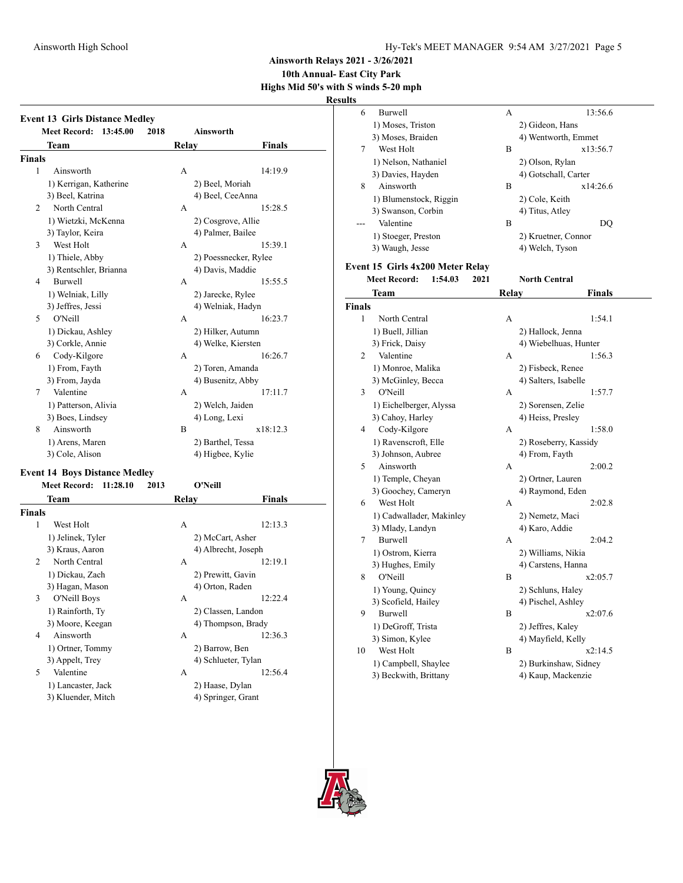# Ainsworth Relays 2021 - 3/26/2021

## 10th Annual- East City Park

## Highs Mid 50's with S winds 5-20 mph

## Results

### Event 13 Girls Distance Medley

Meet Record: 13:45.00 2018 Ainsworth

| | Team | Relay | Finals |
|---|---|---|---|
| **Finals** | | | |
| 1 | Ainsworth | A | 14:19.9 |
| | 1) Kerrigan, Katherine | 2) Beel, Moriah | |
| | 3) Beel, Katrina | 4) Beel, CeeAnna | |
| 2 | North Central | A | 15:28.5 |
| | 1) Wietzki, McKenna | 2) Cosgrove, Allie | |
| | 3) Taylor, Keira | 4) Palmer, Bailee | |
| 3 | West Holt | A | 15:39.1 |
| | 1) Thiele, Abby | 2) Poessnecker, Rylee | |
| | 3) Rentschler, Brianna | 4) Davis, Maddie | |
| 4 | Burwell | A | 15:55.5 |
| | 1) Welniak, Lilly | 2) Jarecke, Rylee | |
| | 3) Jeffres, Jessi | 4) Welniak, Hadyn | |
| 5 | O'Neill | A | 16:23.7 |
| | 1) Dickau, Ashley | 2) Hilker, Autumn | |
| | 3) Corkle, Annie | 4) Welke, Kiersten | |
| 6 | Cody-Kilgore | A | 16:26.7 |
| | 1) From, Fayth | 2) Toren, Amanda | |
| | 3) From, Jayda | 4) Busenitz, Abby | |
| 7 | Valentine | A | 17:11.7 |
| | 1) Patterson, Alivia | 2) Welch, Jaiden | |
| | 3) Boes, Lindsey | 4) Long, Lexi | |
| 8 | Ainsworth | B | x18:12.3 |
| | 1) Arens, Maren | 2) Barthel, Tessa | |
| | 3) Cole, Alison | 4) Higbee, Kylie | |

### Event 14 Boys Distance Medley

Meet Record: 11:28.10 2013 O'Neill

| | Team | Relay | Finals |
|---|---|---|---|
| **Finals** | | | |
| 1 | West Holt | A | 12:13.3 |
| | 1) Jelinek, Tyler | 2) McCart, Asher | |
| | 3) Kraus, Aaron | 4) Albrecht, Joseph | |
| 2 | North Central | A | 12:19.1 |
| | 1) Dickau, Zach | 2) Prewitt, Gavin | |
| | 3) Hagan, Mason | 4) Orton, Raden | |
| 3 | O'Neill Boys | A | 12:22.4 |
| | 1) Rainforth, Ty | 2) Classen, Landon | |
| | 3) Moore, Keegan | 4) Thompson, Brady | |
| 4 | Ainsworth | A | 12:36.3 |
| | 1) Ortner, Tommy | 2) Barrow, Ben | |
| | 3) Appelt, Trey | 4) Schlueter, Tylan | |
| 5 | Valentine | A | 12:56.4 |
| | 1) Lancaster, Jack | 2) Haase, Dylan | |
| | 3) Kluender, Mitch | 4) Springer, Grant | |
| 6 | Burwell | A | 13:56.6 |
| | 1) Moses, Triston | 2) Gideon, Hans | |
| | 3) Moses, Braiden | 4) Wentworth, Emmet | |
| 7 | West Holt | B | x13:56.7 |
| | 1) Nelson, Nathaniel | 2) Olson, Rylan | |
| | 3) Davies, Hayden | 4) Gotschall, Carter | |
| 8 | Ainsworth | B | x14:26.6 |
| | 1) Blumenstock, Riggin | 2) Cole, Keith | |
| | 3) Swanson, Corbin | 4) Titus, Atley | |
| --- | Valentine | B | DQ |
| | 1) Stoeger, Preston | 2) Kruetner, Connor | |
| | 3) Waugh, Jesse | 4) Welch, Tyson | |

### Event 15 Girls 4x200 Meter Relay

Meet Record: 1:54.03 2021 North Central

| | Team | Relay | Finals |
|---|---|---|---|
| **Finals** | | | |
| 1 | North Central | A | 1:54.1 |
| | 1) Buell, Jillian | 2) Hallock, Jenna | |
| | 3) Frick, Daisy | 4) Wiebelhuas, Hunter | |
| 2 | Valentine | A | 1:56.3 |
| | 1) Monroe, Malika | 2) Fisbeck, Renee | |
| | 3) McGinley, Becca | 4) Salters, Isabelle | |
| 3 | O'Neill | A | 1:57.7 |
| | 1) Eichelberger, Alyssa | 2) Sorensen, Zelie | |
| | 3) Cahoy, Harley | 4) Heiss, Presley | |
| 4 | Cody-Kilgore | A | 1:58.0 |
| | 1) Ravenscroft, Elle | 2) Roseberry, Kassidy | |
| | 3) Johnson, Aubree | 4) From, Fayth | |
| 5 | Ainsworth | A | 2:00.2 |
| | 1) Temple, Cheyan | 2) Ortner, Lauren | |
| | 3) Goochey, Cameryn | 4) Raymond, Eden | |
| 6 | West Holt | A | 2:02.8 |
| | 1) Cadwallader, Makinley | 2) Nemetz, Maci | |
| | 3) Mlady, Landyn | 4) Karo, Addie | |
| 7 | Burwell | A | 2:04.2 |
| | 1) Ostrom, Kierra | 2) Williams, Nikia | |
| | 3) Hughes, Emily | 4) Carstens, Hanna | |
| 8 | O'Neill | B | x2:05.7 |
| | 1) Young, Quincy | 2) Schluns, Haley | |
| | 3) Scofield, Hailey | 4) Pischel, Ashley | |
| 9 | Burwell | B | x2:07.6 |
| | 1) DeGroff, Trista | 2) Jeffres, Kaley | |
| | 3) Simon, Kylee | 4) Mayfield, Kelly | |
| 10 | West Holt | B | x2:14.5 |
| | 1) Campbell, Shaylee | 2) Burkinshaw, Sidney | |
| | 3) Beckwith, Brittany | 4) Kaup, Mackenzie | |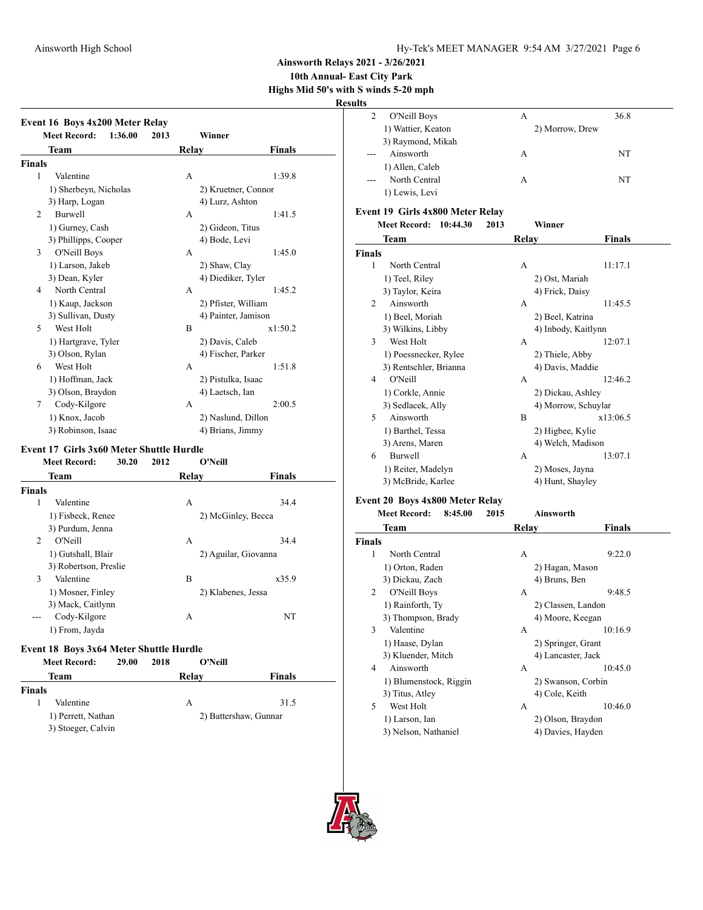**Ainsworth Relays 2021 - 3/26/2021**
**10th Annual- East City Park**
**Highs Mid 50's with S winds 5-20 mph**

**Results**

### Event 16 Boys 4x200 Meter Relay

Meet Record: 1:36.00 2013 Winner

| | Team | Relay | Finals |
|---|---|---|---|
| **Finals** | | | |
| 1 | Valentine | A | 1:39.8 |
| | 1) Sherbeyn, Nicholas 2) Kruetner, Connor 3) Harp, Logan 4) Lurz, Ashton | | |
| 2 | Burwell | A | 1:41.5 |
| | 1) Gurney, Cash 2) Gideon, Titus 3) Phillipps, Cooper 4) Bode, Levi | | |
| 3 | O'Neill Boys | A | 1:45.0 |
| | 1) Larson, Jakeb 2) Shaw, Clay 3) Dean, Kyler 4) Diediker, Tyler | | |
| 4 | North Central | A | 1:45.2 |
| | 1) Kaup, Jackson 2) Pfister, William 3) Sullivan, Dusty 4) Painter, Jamison | | |
| 5 | West Holt | B | x1:50.2 |
| | 1) Hartgrave, Tyler 2) Davis, Caleb 3) Olson, Rylan 4) Fischer, Parker | | |
| 6 | West Holt | A | 1:51.8 |
| | 1) Hoffman, Jack 2) Pistulka, Isaac 3) Olson, Braydon 4) Laetsch, Ian | | |
| 7 | Cody-Kilgore | A | 2:00.5 |
| | 1) Knox, Jacob 2) Naslund, Dillon 3) Robinson, Isaac 4) Brians, Jimmy | | |

### Event 17 Girls 3x60 Meter Shuttle Hurdle

Meet Record: 30.20 2012 O'Neill

| | Team | Relay | Finals |
|---|---|---|---|
| **Finals** | | | |
| 1 | Valentine | A | 34.4 |
| | 1) Fisbeck, Renee 2) McGinley, Becca 3) Purdum, Jenna | | |
| 2 | O'Neill | A | 34.4 |
| | 1) Gutshall, Blair 2) Aguilar, Giovanna 3) Robertson, Preslie | | |
| 3 | Valentine | B | x35.9 |
| | 1) Mosner, Finley 2) Klabenes, Jessa 3) Mack, Caitlynn | | |
| --- | Cody-Kilgore | A | NT |
| | 1) From, Jayda | | |

### Event 18 Boys 3x64 Meter Shuttle Hurdle

Meet Record: 29.00 2018 O'Neill

| | Team | Relay | Finals |
|---|---|---|---|
| **Finals** | | | |
| 1 | Valentine | A | 31.5 |
| | 1) Perrett, Nathan 2) Battershaw, Gunnar 3) Stoeger, Calvin | | |
| 2 | O'Neill Boys | A | 36.8 |
| | 1) Wattier, Keaton 2) Morrow, Drew 3) Raymond, Mikah | | |
| --- | Ainsworth | A | NT |
| | 1) Allen, Caleb | | |
| --- | North Central | A | NT |
| | 1) Lewis, Levi | | |

### Event 19 Girls 4x800 Meter Relay

Meet Record: 10:44.30 2013 Winner

| | Team | Relay | Finals |
|---|---|---|---|
| **Finals** | | | |
| 1 | North Central | A | 11:17.1 |
| | 1) Teel, Riley 2) Ost, Mariah 3) Taylor, Keira 4) Frick, Daisy | | |
| 2 | Ainsworth | A | 11:45.5 |
| | 1) Beel, Moriah 2) Beel, Katrina 3) Wilkins, Libby 4) Inbody, Kaitlynn | | |
| 3 | West Holt | A | 12:07.1 |
| | 1) Poessnecker, Rylee 2) Thiele, Abby 3) Rentschler, Brianna 4) Davis, Maddie | | |
| 4 | O'Neill | A | 12:46.2 |
| | 1) Corkle, Annie 2) Dickau, Ashley 3) Sedlacek, Ally 4) Morrow, Schuylar | | |
| 5 | Ainsworth | B | x13:06.5 |
| | 1) Barthel, Tessa 2) Higbee, Kylie 3) Arens, Maren 4) Welch, Madison | | |
| 6 | Burwell | A | 13:07.1 |
| | 1) Reiter, Madelyn 2) Moses, Jayna 3) McBride, Karlee 4) Hunt, Shayley | | |

### Event 20 Boys 4x800 Meter Relay

Meet Record: 8:45.00 2015 Ainsworth

| | Team | Relay | Finals |
|---|---|---|---|
| **Finals** | | | |
| 1 | North Central | A | 9:22.0 |
| | 1) Orton, Raden 2) Hagan, Mason 3) Dickau, Zach 4) Bruns, Ben | | |
| 2 | O'Neill Boys | A | 9:48.5 |
| | 1) Rainforth, Ty 2) Classen, Landon 3) Thompson, Brady 4) Moore, Keegan | | |
| 3 | Valentine | A | 10:16.9 |
| | 1) Haase, Dylan 2) Springer, Grant 3) Kluender, Mitch 4) Lancaster, Jack | | |
| 4 | Ainsworth | A | 10:45.0 |
| | 1) Blumenstock, Riggin 2) Swanson, Corbin 3) Titus, Atley 4) Cole, Keith | | |
| 5 | West Holt | A | 10:46.0 |
| | 1) Larson, Ian 2) Olson, Braydon 3) Nelson, Nathaniel 4) Davies, Hayden | | |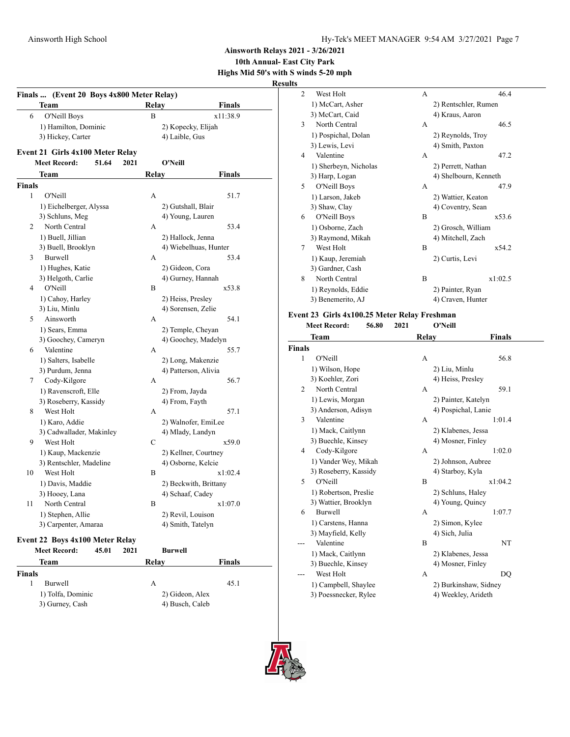# Ainsworth Relays 2021 - 3/26/2021

**10th Annual- East City Park**

**Highs Mid 50's with S winds 5-20 mph**

**Results**

### Finals ... (Event 20 Boys 4x800 Meter Relay)

| | Team | Relay | Finals |
|---|---|---|---|
| 6 | O'Neill Boys | B | x11:38.9 |
| | 1) Hamilton, Dominic | 2) Kopecky, Elijah | |
| | 3) Hickey, Carter | 4) Laible, Gus | |

### Event 21 Girls 4x100 Meter Relay

**Meet Record: 51.64 2021 O'Neill**

| | Team | Relay | Finals |
|---|---|---|---|
| **Finals** | | | |
| 1 | O'Neill | A | 51.7 |
| | 1) Eichelberger, Alyssa | 2) Gutshall, Blair | |
| | 3) Schluns, Meg | 4) Young, Lauren | |
| 2 | North Central | A | 53.4 |
| | 1) Buell, Jillian | 2) Hallock, Jenna | |
| | 3) Buell, Brooklyn | 4) Wiebelhuas, Hunter | |
| 3 | Burwell | A | 53.4 |
| | 1) Hughes, Katie | 2) Gideon, Cora | |
| | 3) Helgoth, Carlie | 4) Gurney, Hannah | |
| 4 | O'Neill | B | x53.8 |
| | 1) Cahoy, Harley | 2) Heiss, Presley | |
| | 3) Liu, Minlu | 4) Sorensen, Zelie | |
| 5 | Ainsworth | A | 54.1 |
| | 1) Sears, Emma | 2) Temple, Cheyan | |
| | 3) Goochey, Cameryn | 4) Goochey, Madelyn | |
| 6 | Valentine | A | 55.7 |
| | 1) Salters, Isabelle | 2) Long, Makenzie | |
| | 3) Purdum, Jenna | 4) Patterson, Alivia | |
| 7 | Cody-Kilgore | A | 56.7 |
| | 1) Ravenscroft, Elle | 2) From, Jayda | |
| | 3) Roseberry, Kassidy | 4) From, Fayth | |
| 8 | West Holt | A | 57.1 |
| | 1) Karo, Addie | 2) Walnofer, EmiLee | |
| | 3) Cadwallader, Makinley | 4) Mlady, Landyn | |
| 9 | West Holt | C | x59.0 |
| | 1) Kaup, Mackenzie | 2) Kellner, Courtney | |
| | 3) Rentschler, Madeline | 4) Osborne, Kelcie | |
| 10 | West Holt | B | x1:02.4 |
| | 1) Davis, Maddie | 2) Beckwith, Brittany | |
| | 3) Hooey, Lana | 4) Schaaf, Cadey | |
| 11 | North Central | B | x1:07.0 |
| | 1) Stephen, Allie | 2) Revil, Louison | |
| | 3) Carpenter, Amaraa | 4) Smith, Tatelyn | |

### Event 22 Boys 4x100 Meter Relay

**Meet Record: 45.01 2021 Burwell**

| | Team | Relay | Finals |
|---|---|---|---|
| **Finals** | | | |
| 1 | Burwell | A | 45.1 |
| | 1) Tolfa, Dominic | 2) Gideon, Alex | |
| | 3) Gurney, Cash | 4) Busch, Caleb | |
| 2 | West Holt | A | 46.4 |
| | 1) McCart, Asher | 2) Rentschler, Rumen | |
| | 3) McCart, Caid | 4) Kraus, Aaron | |
| 3 | North Central | A | 46.5 |
| | 1) Pospichal, Dolan | 2) Reynolds, Troy | |
| | 3) Lewis, Levi | 4) Smith, Paxton | |
| 4 | Valentine | A | 47.2 |
| | 1) Sherbeyn, Nicholas | 2) Perrett, Nathan | |
| | 3) Harp, Logan | 4) Shelbourn, Kenneth | |
| 5 | O'Neill Boys | A | 47.9 |
| | 1) Larson, Jakeb | 2) Wattier, Keaton | |
| | 3) Shaw, Clay | 4) Coventry, Sean | |
| 6 | O'Neill Boys | B | x53.6 |
| | 1) Osborne, Zach | 2) Grosch, William | |
| | 3) Raymond, Mikah | 4) Mitchell, Zach | |
| 7 | West Holt | B | x54.2 |
| | 1) Kaup, Jeremiah | 2) Curtis, Levi | |
| | 3) Gardner, Cash | | |
| 8 | North Central | B | x1:02.5 |
| | 1) Reynolds, Eddie | 2) Painter, Ryan | |
| | 3) Benemerito, AJ | 4) Craven, Hunter | |

### Event 23 Girls 4x100.25 Meter Relay Freshman

**Meet Record: 56.80 2021 O'Neill**

| | Team | Relay | Finals |
|---|---|---|---|
| **Finals** | | | |
| 1 | O'Neill | A | 56.8 |
| | 1) Wilson, Hope | 2) Liu, Minlu | |
| | 3) Koehler, Zori | 4) Heiss, Presley | |
| 2 | North Central | A | 59.1 |
| | 1) Lewis, Morgan | 2) Painter, Katelyn | |
| | 3) Anderson, Adisyn | 4) Pospichal, Lanie | |
| 3 | Valentine | A | 1:01.4 |
| | 1) Mack, Caitlynn | 2) Klabenes, Jessa | |
| | 3) Buechle, Kinsey | 4) Mosner, Finley | |
| 4 | Cody-Kilgore | A | 1:02.0 |
| | 1) Vander Wey, Mikah | 2) Johnson, Aubree | |
| | 3) Roseberry, Kassidy | 4) Starboy, Kyla | |
| 5 | O'Neill | B | x1:04.2 |
| | 1) Robertson, Preslie | 2) Schluns, Haley | |
| | 3) Wattier, Brooklyn | 4) Young, Quincy | |
| 6 | Burwell | A | 1:07.7 |
| | 1) Carstens, Hanna | 2) Simon, Kylee | |
| | 3) Mayfield, Kelly | 4) Sich, Julia | |
| --- | Valentine | B | NT |
| | 1) Mack, Caitlynn | 2) Klabenes, Jessa | |
| | 3) Buechle, Kinsey | 4) Mosner, Finley | |
| --- | West Holt | A | DQ |
| | 1) Campbell, Shaylee | 2) Burkinshaw, Sidney | |
| | 3) Poessnecker, Rylee | 4) Weekley, Arideth | |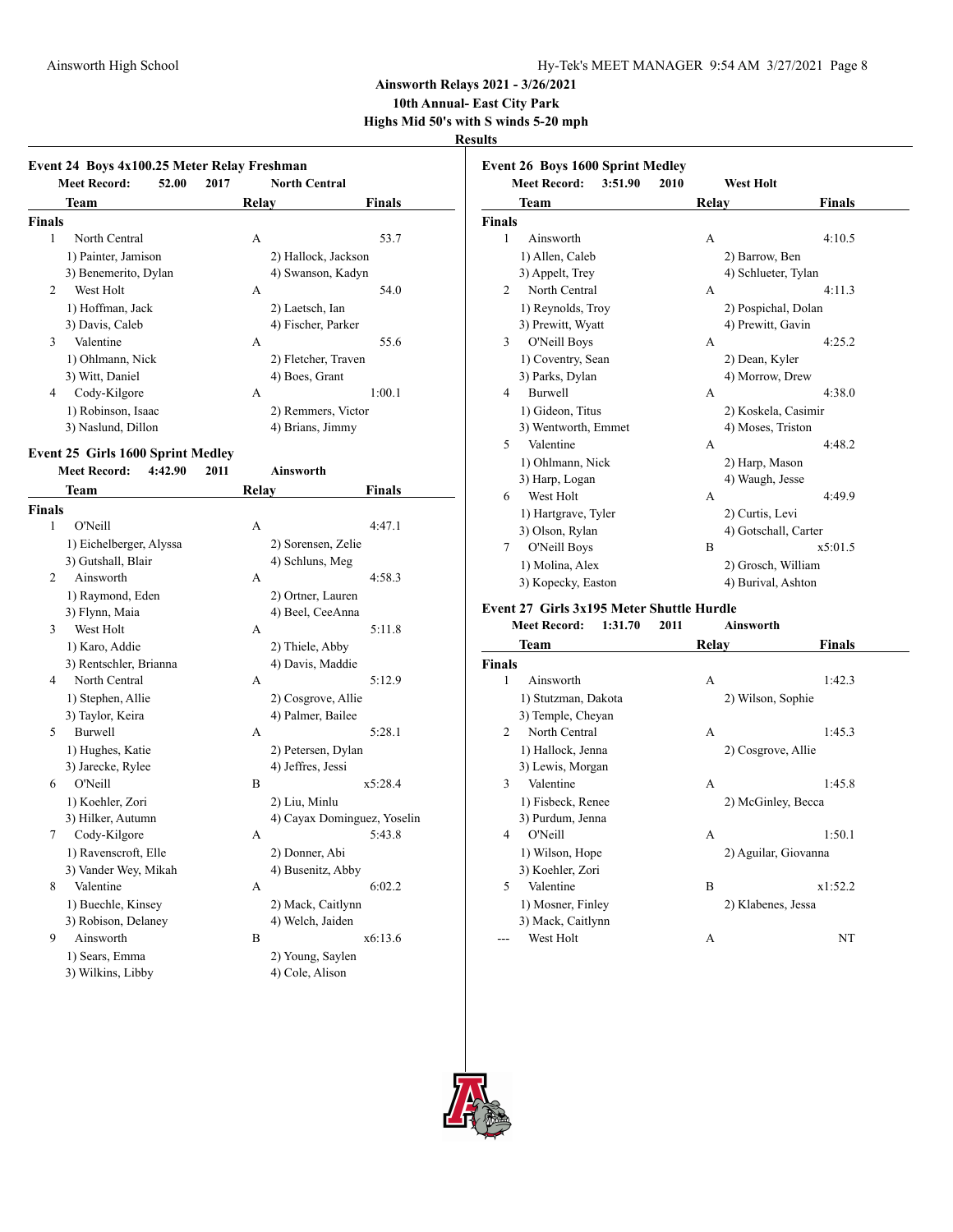# Ainsworth Relays 2021 - 3/26/2021

**10th Annual- East City Park**

**Highs Mid 50's with S winds 5-20 mph**

**Results**

## Event 24 Boys 4x100.25 Meter Relay Freshman

**Meet Record: 52.00 2017 North Central**

| | Team | Relay | Finals |
|---|---|---|---|
| **Finals** | | | |
| 1 | North Central | A | 53.7 |
| | 1) Painter, Jamison; 2) Hallock, Jackson; 3) Benemerito, Dylan; 4) Swanson, Kadyn | | |
| 2 | West Holt | A | 54.0 |
| | 1) Hoffman, Jack; 2) Laetsch, Ian; 3) Davis, Caleb; 4) Fischer, Parker | | |
| 3 | Valentine | A | 55.6 |
| | 1) Ohlmann, Nick; 2) Fletcher, Traven; 3) Witt, Daniel; 4) Boes, Grant | | |
| 4 | Cody-Kilgore | A | 1:00.1 |
| | 1) Robinson, Isaac; 2) Remmers, Victor; 3) Naslund, Dillon; 4) Brians, Jimmy | | |

## Event 25 Girls 1600 Sprint Medley

**Meet Record: 4:42.90 2011 Ainsworth**

| | Team | Relay | Finals |
|---|---|---|---|
| **Finals** | | | |
| 1 | O'Neill | A | 4:47.1 |
| | 1) Eichelberger, Alyssa; 2) Sorensen, Zelie; 3) Gutshall, Blair; 4) Schluns, Meg | | |
| 2 | Ainsworth | A | 4:58.3 |
| | 1) Raymond, Eden; 2) Ortner, Lauren; 3) Flynn, Maia; 4) Beel, CeeAnna | | |
| 3 | West Holt | A | 5:11.8 |
| | 1) Karo, Addie; 2) Thiele, Abby; 3) Rentschler, Brianna; 4) Davis, Maddie | | |
| 4 | North Central | A | 5:12.9 |
| | 1) Stephen, Allie; 2) Cosgrove, Allie; 3) Taylor, Keira; 4) Palmer, Bailee | | |
| 5 | Burwell | A | 5:28.1 |
| | 1) Hughes, Katie; 2) Petersen, Dylan; 3) Jarecke, Rylee; 4) Jeffres, Jessi | | |
| 6 | O'Neill | B | x5:28.4 |
| | 1) Koehler, Zori; 2) Liu, Minlu; 3) Hilker, Autumn; 4) Cayax Dominguez, Yoselin | | |
| 7 | Cody-Kilgore | A | 5:43.8 |
| | 1) Ravenscroft, Elle; 2) Donner, Abi; 3) Vander Wey, Mikah; 4) Busenitz, Abby | | |
| 8 | Valentine | A | 6:02.2 |
| | 1) Buechle, Kinsey; 2) Mack, Caitlynn; 3) Robison, Delaney; 4) Welch, Jaiden | | |
| 9 | Ainsworth | B | x6:13.6 |
| | 1) Sears, Emma; 2) Young, Saylen; 3) Wilkins, Libby; 4) Cole, Alison | | |

## Event 26 Boys 1600 Sprint Medley

**Meet Record: 3:51.90 2010 West Holt**

| | Team | Relay | Finals |
|---|---|---|---|
| **Finals** | | | |
| 1 | Ainsworth | A | 4:10.5 |
| | 1) Allen, Caleb; 2) Barrow, Ben; 3) Appelt, Trey; 4) Schlueter, Tylan | | |
| 2 | North Central | A | 4:11.3 |
| | 1) Reynolds, Troy; 2) Pospichal, Dolan; 3) Prewitt, Wyatt; 4) Prewitt, Gavin | | |
| 3 | O'Neill Boys | A | 4:25.2 |
| | 1) Coventry, Sean; 2) Dean, Kyler; 3) Parks, Dylan; 4) Morrow, Drew | | |
| 4 | Burwell | A | 4:38.0 |
| | 1) Gideon, Titus; 2) Koskela, Casimir; 3) Wentworth, Emmet; 4) Moses, Triston | | |
| 5 | Valentine | A | 4:48.2 |
| | 1) Ohlmann, Nick; 2) Harp, Mason; 3) Harp, Logan; 4) Waugh, Jesse | | |
| 6 | West Holt | A | 4:49.9 |
| | 1) Hartgrave, Tyler; 2) Curtis, Levi; 3) Olson, Rylan; 4) Gotschall, Carter | | |
| 7 | O'Neill Boys | B | x5:01.5 |
| | 1) Molina, Alex; 2) Grosch, William; 3) Kopecky, Easton; 4) Burival, Ashton | | |

## Event 27 Girls 3x195 Meter Shuttle Hurdle

**Meet Record: 1:31.70 2011 Ainsworth**

| | Team | Relay | Finals |
|---|---|---|---|
| **Finals** | | | |
| 1 | Ainsworth | A | 1:42.3 |
| | 1) Stutzman, Dakota; 2) Wilson, Sophie; 3) Temple, Cheyan | | |
| 2 | North Central | A | 1:45.3 |
| | 1) Hallock, Jenna; 2) Cosgrove, Allie; 3) Lewis, Morgan | | |
| 3 | Valentine | A | 1:45.8 |
| | 1) Fisbeck, Renee; 2) McGinley, Becca; 3) Purdum, Jenna | | |
| 4 | O'Neill | A | 1:50.1 |
| | 1) Wilson, Hope; 2) Aguilar, Giovanna; 3) Koehler, Zori | | |
| 5 | Valentine | B | x1:52.2 |
| | 1) Mosner, Finley; 2) Klabenes, Jessa; 3) Mack, Caitlynn | | |
| --- | West Holt | A | NT |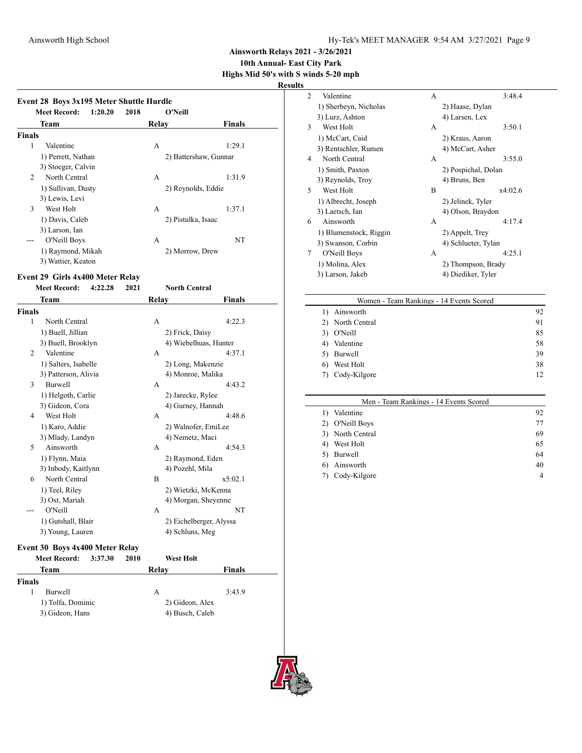**Ainsworth Relays 2021 - 3/26/2021**
**10th Annual- East City Park**
**Highs Mid 50's with S winds 5-20 mph**
**Results**

### Event 28 Boys 3x195 Meter Shuttle Hurdle

**Meet Record: 1:20.20 2018 O'Neill**

| | Team | Relay | Finals |
|---|---|---|---|
| **Finals** | | | |
| 1 | Valentine | A | 1:29.1 |
| | 1) Perrett, Nathan | 2) Battershaw, Gunnar | |
| | 3) Stoeger, Calvin | | |
| 2 | North Central | A | 1:31.9 |
| | 1) Sullivan, Dusty | 2) Reynolds, Eddie | |
| | 3) Lewis, Levi | | |
| 3 | West Holt | A | 1:37.1 |
| | 1) Davis, Caleb | 2) Pistulka, Isaac | |
| | 3) Larson, Ian | | |
| --- | O'Neill Boys | A | NT |
| | 1) Raymond, Mikah | 2) Morrow, Drew | |
| | 3) Wattier, Keaton | | |

### Event 29 Girls 4x400 Meter Relay

**Meet Record: 4:22.28 2021 North Central**

| | Team | Relay | Finals |
|---|---|---|---|
| **Finals** | | | |
| 1 | North Central | A | 4:22.3 |
| | 1) Buell, Jillian | 2) Frick, Daisy | |
| | 3) Buell, Brooklyn | 4) Wiebelhuas, Hunter | |
| 2 | Valentine | A | 4:37.1 |
| | 1) Salters, Isabelle | 2) Long, Makenzie | |
| | 3) Patterson, Alivia | 4) Monroe, Malika | |
| 3 | Burwell | A | 4:43.2 |
| | 1) Helgoth, Carlie | 2) Jarecke, Rylee | |
| | 3) Gideon, Cora | 4) Gurney, Hannah | |
| 4 | West Holt | A | 4:48.6 |
| | 1) Karo, Addie | 2) Walnofer, EmiLee | |
| | 3) Mlady, Landyn | 4) Nemetz, Maci | |
| 5 | Ainsworth | A | 4:54.3 |
| | 1) Flynn, Maia | 2) Raymond, Eden | |
| | 3) Inbody, Kaitlynn | 4) Pozehl, Mila | |
| 6 | North Central | B | x5:02.1 |
| | 1) Teel, Riley | 2) Wietzki, McKenna | |
| | 3) Ost, Mariah | 4) Morgan, Sheyenne | |
| --- | O'Neill | A | NT |
| | 1) Gutshall, Blair | 2) Eichelberger, Alyssa | |
| | 3) Young, Lauren | 4) Schluns, Meg | |

### Event 30 Boys 4x400 Meter Relay

**Meet Record: 3:37.30 2010 West Holt**

| | Team | Relay | Finals |
|---|---|---|---|
| **Finals** | | | |
| 1 | Burwell | A | 3:43.9 |
| | 1) Tolfa, Dominic | 2) Gideon, Alex | |
| | 3) Gideon, Hans | 4) Busch, Caleb | |
| 2 | Valentine | A | 3:48.4 |
| | 1) Sherbeyn, Nicholas | 2) Haase, Dylan | |
| | 3) Lurz, Ashton | 4) Larsen, Lex | |
| 3 | West Holt | A | 3:50.1 |
| | 1) McCart, Caid | 2) Kraus, Aaron | |
| | 3) Rentschler, Rumen | 4) McCart, Asher | |
| 4 | North Central | A | 3:55.0 |
| | 1) Smith, Paxton | 2) Pospichal, Dolan | |
| | 3) Reynolds, Troy | 4) Bruns, Ben | |
| 5 | West Holt | B | x4:02.6 |
| | 1) Albrecht, Joseph | 2) Jelinek, Tyler | |
| | 3) Laetsch, Ian | 4) Olson, Braydon | |
| 6 | Ainsworth | A | 4:17.4 |
| | 1) Blumenstock, Riggin | 2) Appelt, Trey | |
| | 3) Swanson, Corbin | 4) Schlueter, Tylan | |
| 7 | O'Neill Boys | A | 4:25.1 |
| | 1) Molina, Alex | 2) Thompson, Brady | |
| | 3) Larson, Jakeb | 4) Diediker, Tyler | |

### Women - Team Rankings - 14 Events Scored

| | Team | Points |
|---|---|---|
| 1) | Ainsworth | 92 |
| 2) | North Central | 91 |
| 3) | O'Neill | 85 |
| 4) | Valentine | 58 |
| 5) | Burwell | 39 |
| 6) | West Holt | 38 |
| 7) | Cody-Kilgore | 12 |

### Men - Team Rankings - 14 Events Scored

| | Team | Points |
|---|---|---|
| 1) | Valentine | 92 |
| 2) | O'Neill Boys | 77 |
| 3) | North Central | 69 |
| 4) | West Holt | 65 |
| 5) | Burwell | 64 |
| 6) | Ainsworth | 40 |
| 7) | Cody-Kilgore | 4 |